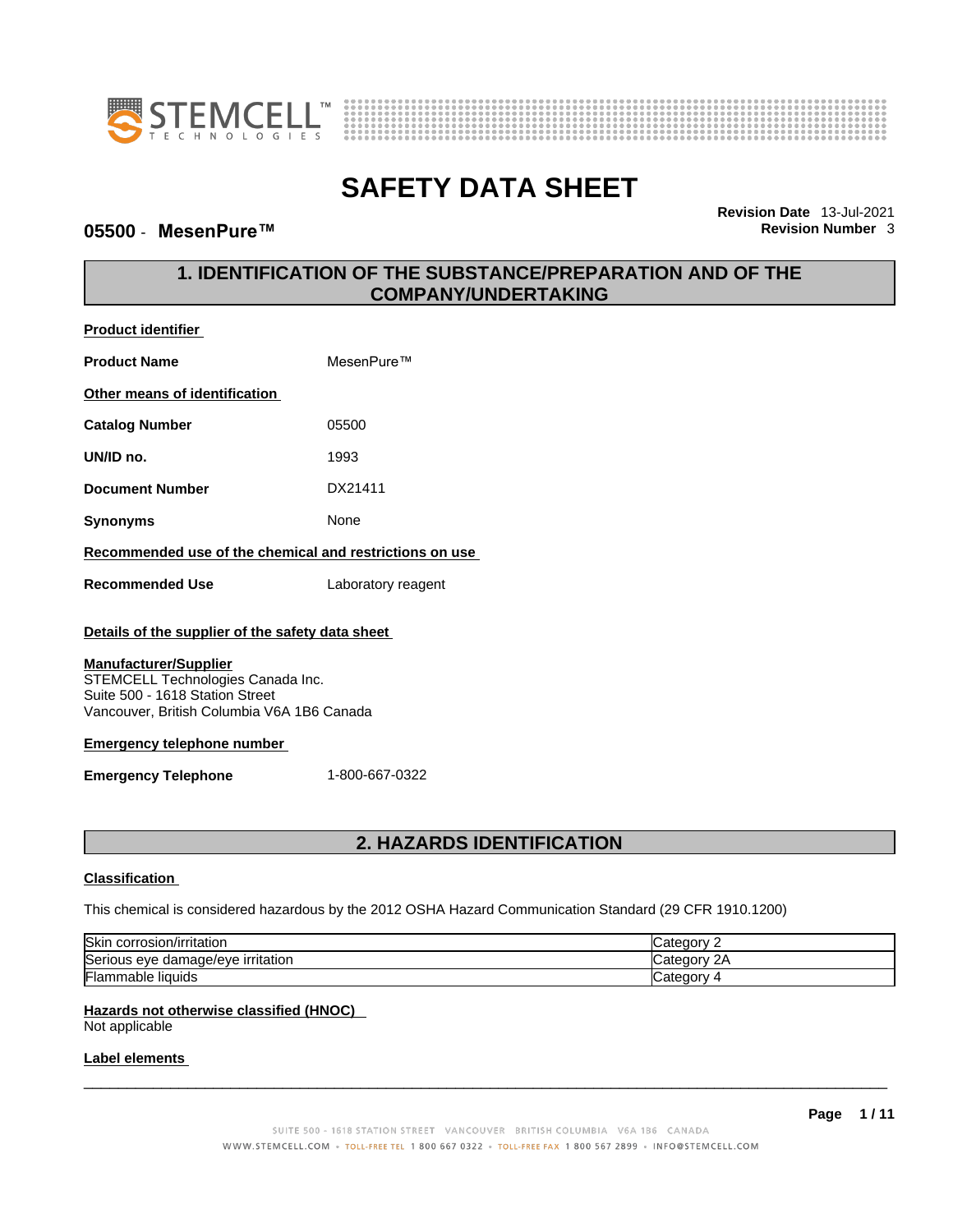# SAFETY DATA SHEET

**05500 - MesenPure™**

**Revision Date** 13-Jul-2021
**Revision Number** 3

## 1. IDENTIFICATION OF THE SUBSTANCE/PREPARATION AND OF THE COMPANY/UNDERTAKING

**Product identifier**

**Product Name** MesenPure™

**Other means of identification**

**Catalog Number** 05500

**UN/ID no.** 1993

**Document Number** DX21411

**Synonyms** None

**Recommended use of the chemical and restrictions on use**

**Recommended Use** Laboratory reagent

**Details of the supplier of the safety data sheet**

**Manufacturer/Supplier**
STEMCELL Technologies Canada Inc.
Suite 500 - 1618 Station Street
Vancouver, British Columbia V6A 1B6 Canada

**Emergency telephone number**

**Emergency Telephone** 1-800-667-0322

## 2. HAZARDS IDENTIFICATION

**Classification**

This chemical is considered hazardous by the 2012 OSHA Hazard Communication Standard (29 CFR 1910.1200)

| | |
|---|---|
| Skin corrosion/irritation | Category 2 |
| Serious eye damage/eye irritation | Category 2A |
| Flammable liquids | Category 4 |

**Hazards not otherwise classified (HNOC)**
Not applicable

**Label elements**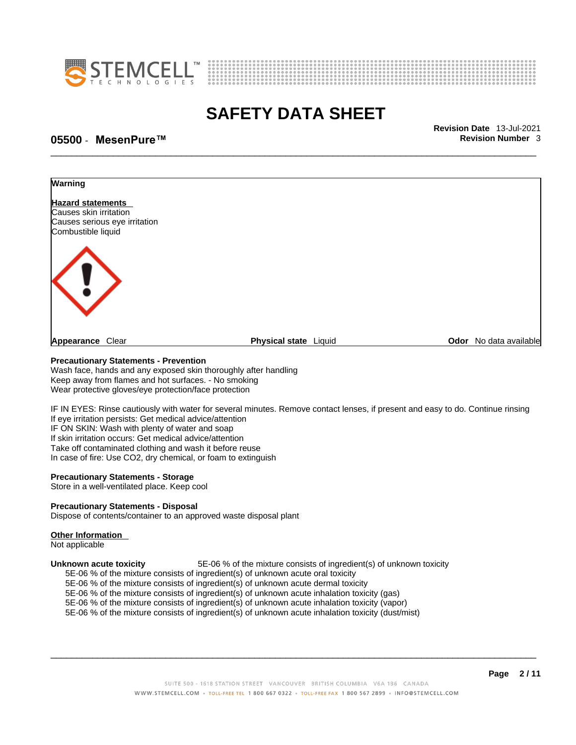**Warning**

**Hazard statements**
Causes skin irritation
Causes serious eye irritation
Combustible liquid

**Appearance** Clear　　**Physical state** Liquid　　**Odor** No data available

**Precautionary Statements - Prevention**
Wash face, hands and any exposed skin thoroughly after handling
Keep away from flames and hot surfaces. - No smoking
Wear protective gloves/eye protection/face protection

IF IN EYES: Rinse cautiously with water for several minutes. Remove contact lenses, if present and easy to do. Continue rinsing
If eye irritation persists: Get medical advice/attention
IF ON SKIN: Wash with plenty of water and soap
If skin irritation occurs: Get medical advice/attention
Take off contaminated clothing and wash it before reuse
In case of fire: Use $CO_2$, dry chemical, or foam to extinguish

**Precautionary Statements - Storage**
Store in a well-ventilated place. Keep cool

**Precautionary Statements - Disposal**
Dispose of contents/container to an approved waste disposal plant

**Other Information**
Not applicable

**Unknown acute toxicity** 5E-06 % of the mixture consists of ingredient(s) of unknown toxicity
5E-06 % of the mixture consists of ingredient(s) of unknown acute oral toxicity
5E-06 % of the mixture consists of ingredient(s) of unknown acute dermal toxicity
5E-06 % of the mixture consists of ingredient(s) of unknown acute inhalation toxicity (gas)
5E-06 % of the mixture consists of ingredient(s) of unknown acute inhalation toxicity (vapor)
5E-06 % of the mixture consists of ingredient(s) of unknown acute inhalation toxicity (dust/mist)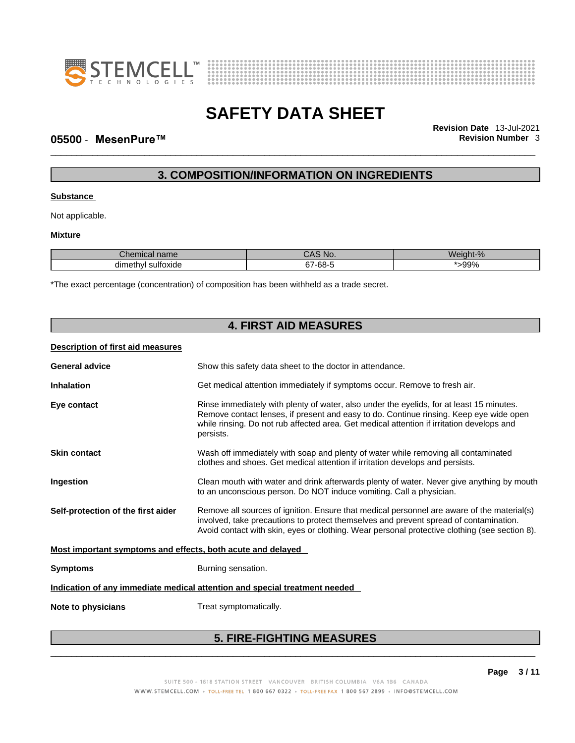## 3. COMPOSITION/INFORMATION ON INGREDIENTS

**Substance**

Not applicable.

**Mixture**

| Chemical name | CAS No. | Weight-% |
| --- | --- | --- |
| dimethyl sulfoxide | 67-68-5 | *>99% |

*The exact percentage (concentration) of composition has been withheld as a trade secret.

## 4. FIRST AID MEASURES

**Description of first aid measures**

**General advice** Show this safety data sheet to the doctor in attendance.

**Inhalation** Get medical attention immediately if symptoms occur. Remove to fresh air.

**Eye contact** Rinse immediately with plenty of water, also under the eyelids, for at least 15 minutes. Remove contact lenses, if present and easy to do. Continue rinsing. Keep eye wide open while rinsing. Do not rub affected area. Get medical attention if irritation develops and persists.

**Skin contact** Wash off immediately with soap and plenty of water while removing all contaminated clothes and shoes. Get medical attention if irritation develops and persists.

**Ingestion** Clean mouth with water and drink afterwards plenty of water. Never give anything by mouth to an unconscious person. Do NOT induce vomiting. Call a physician.

**Self-protection of the first aider** Remove all sources of ignition. Ensure that medical personnel are aware of the material(s) involved, take precautions to protect themselves and prevent spread of contamination. Avoid contact with skin, eyes or clothing. Wear personal protective clothing (see section 8).

**Most important symptoms and effects, both acute and delayed**

**Symptoms** Burning sensation.

**Indication of any immediate medical attention and special treatment needed**

**Note to physicians** Treat symptomatically.

## 5. FIRE-FIGHTING MEASURES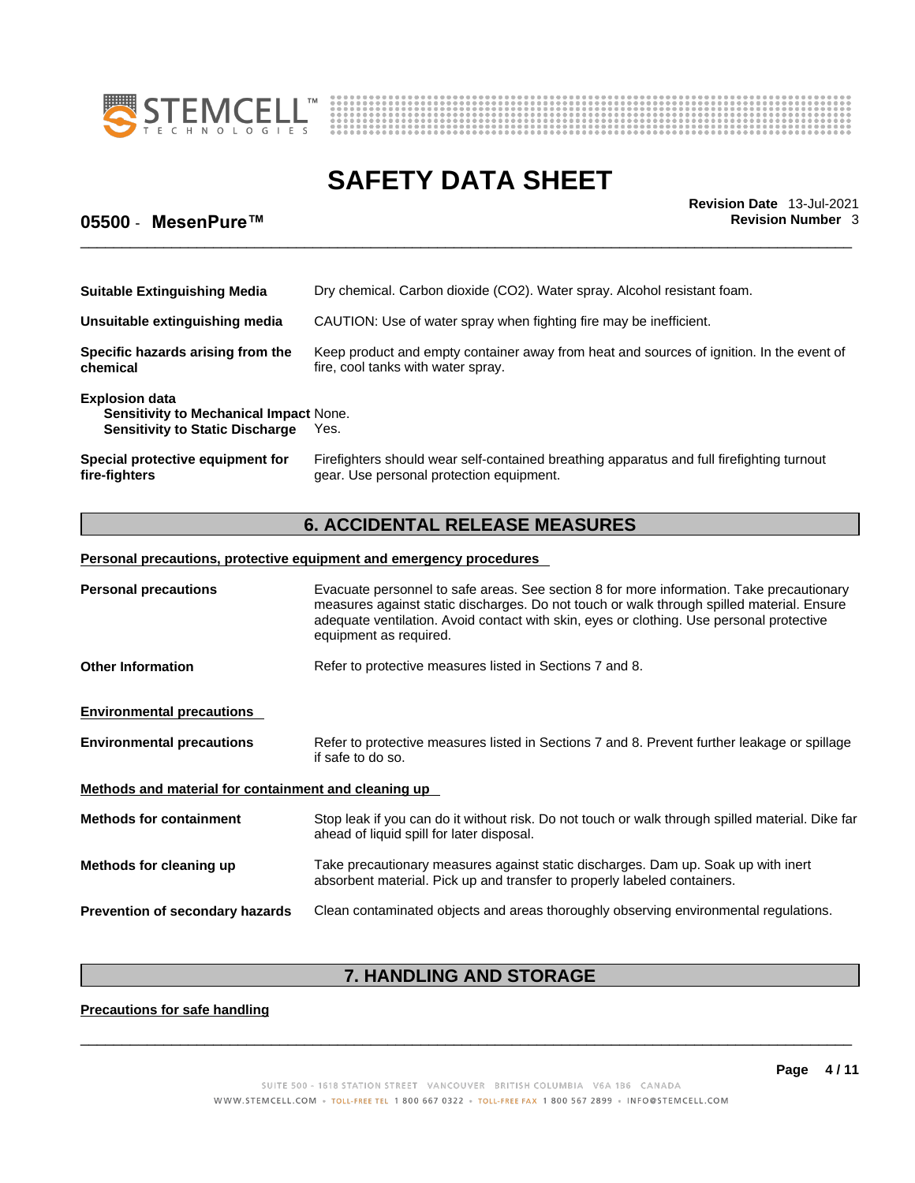**Suitable Extinguishing Media** Dry chemical. Carbon dioxide ($CO_2$). Water spray. Alcohol resistant foam.

**Unsuitable extinguishing media** CAUTION: Use of water spray when fighting fire may be inefficient.

**Specific hazards arising from the chemical** Keep product and empty container away from heat and sources of ignition. In the event of fire, cool tanks with water spray.

**Explosion data**
**Sensitivity to Mechanical Impact** None.
**Sensitivity to Static Discharge** Yes.

**Special protective equipment for fire-fighters** Firefighters should wear self-contained breathing apparatus and full firefighting turnout gear. Use personal protection equipment.

## 6. ACCIDENTAL RELEASE MEASURES

**Personal precautions, protective equipment and emergency procedures**

**Personal precautions** Evacuate personnel to safe areas. See section 8 for more information. Take precautionary measures against static discharges. Do not touch or walk through spilled material. Ensure adequate ventilation. Avoid contact with skin, eyes or clothing. Use personal protective equipment as required.

**Other Information** Refer to protective measures listed in Sections 7 and 8.

**Environmental precautions**

**Environmental precautions** Refer to protective measures listed in Sections 7 and 8. Prevent further leakage or spillage if safe to do so.

**Methods and material for containment and cleaning up**

**Methods for containment** Stop leak if you can do it without risk. Do not touch or walk through spilled material. Dike far ahead of liquid spill for later disposal.

**Methods for cleaning up** Take precautionary measures against static discharges. Dam up. Soak up with inert absorbent material. Pick up and transfer to properly labeled containers.

**Prevention of secondary hazards** Clean contaminated objects and areas thoroughly observing environmental regulations.

## 7. HANDLING AND STORAGE

**Precautions for safe handling**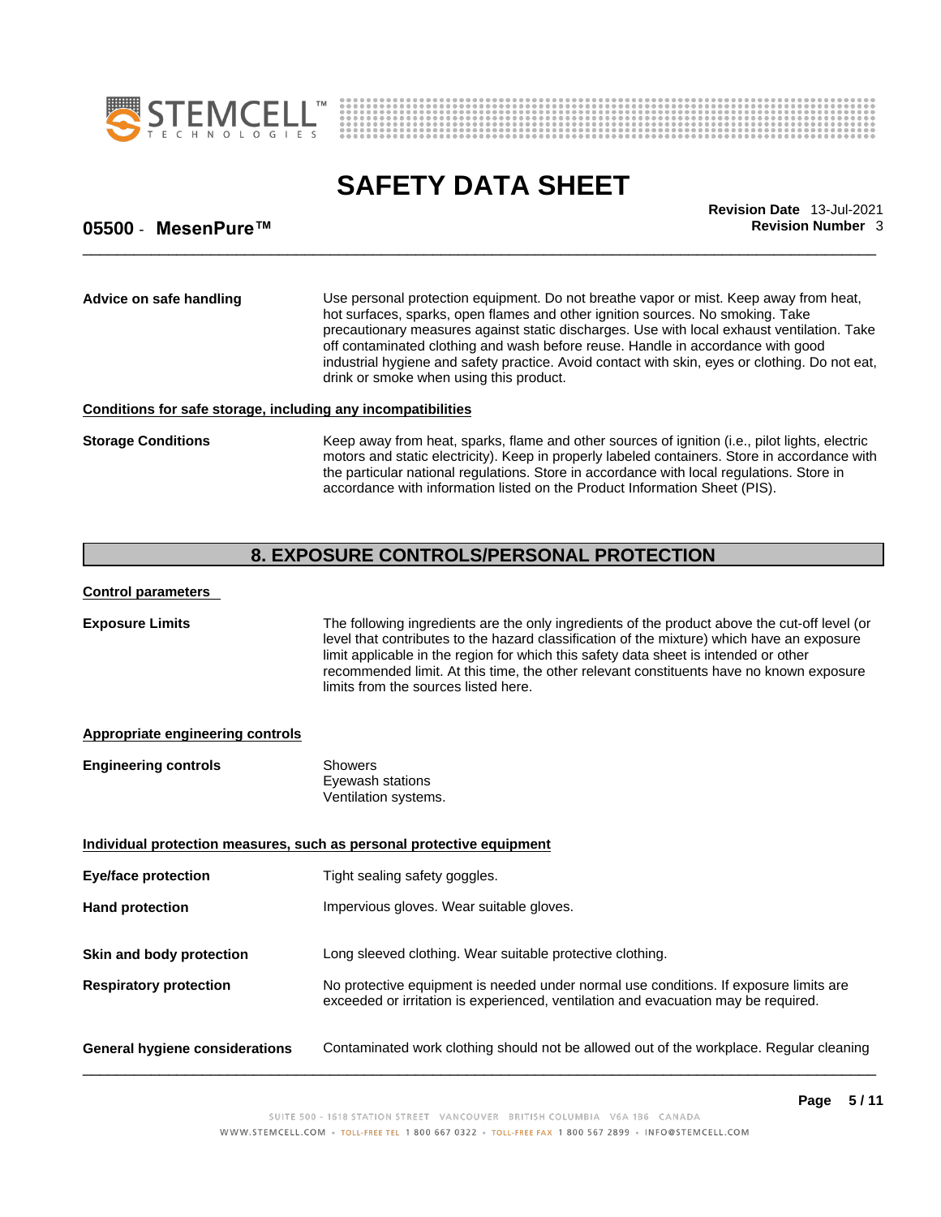**Advice on safe handling**

Use personal protection equipment. Do not breathe vapor or mist. Keep away from heat, hot surfaces, sparks, open flames and other ignition sources. No smoking. Take precautionary measures against static discharges. Use with local exhaust ventilation. Take off contaminated clothing and wash before reuse. Handle in accordance with good industrial hygiene and safety practice. Avoid contact with skin, eyes or clothing. Do not eat, drink or smoke when using this product.

**Conditions for safe storage, including any incompatibilities**

**Storage Conditions**

Keep away from heat, sparks, flame and other sources of ignition (i.e., pilot lights, electric motors and static electricity). Keep in properly labeled containers. Store in accordance with the particular national regulations. Store in accordance with local regulations. Store in accordance with information listed on the Product Information Sheet (PIS).

## 8. EXPOSURE CONTROLS/PERSONAL PROTECTION

**Control parameters**

**Exposure Limits**

The following ingredients are the only ingredients of the product above the cut-off level (or level that contributes to the hazard classification of the mixture) which have an exposure limit applicable in the region for which this safety data sheet is intended or other recommended limit. At this time, the other relevant constituents have no known exposure limits from the sources listed here.

**Appropriate engineering controls**

**Engineering controls**

Showers
Eyewash stations
Ventilation systems.

**Individual protection measures, such as personal protective equipment**

**Eye/face protection**

Tight sealing safety goggles.

**Hand protection**

Impervious gloves. Wear suitable gloves.

**Skin and body protection**

Long sleeved clothing. Wear suitable protective clothing.

**Respiratory protection**

No protective equipment is needed under normal use conditions. If exposure limits are exceeded or irritation is experienced, ventilation and evacuation may be required.

**General hygiene considerations**

Contaminated work clothing should not be allowed out of the workplace. Regular cleaning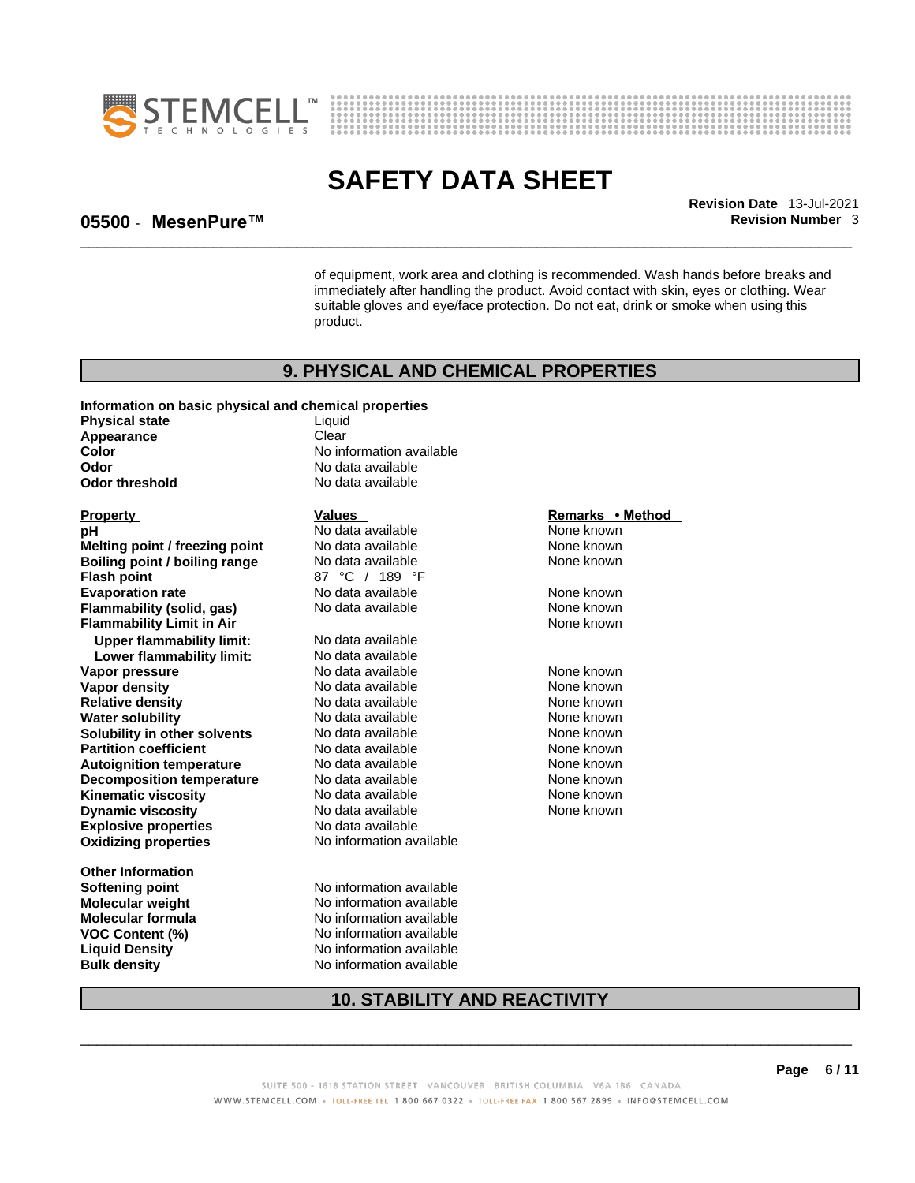of equipment, work area and clothing is recommended. Wash hands before breaks and immediately after handling the product. Avoid contact with skin, eyes or clothing. Wear suitable gloves and eye/face protection. Do not eat, drink or smoke when using this product.

## 9. PHYSICAL AND CHEMICAL PROPERTIES

**Information on basic physical and chemical properties**

| | |
|---|---|
| **Physical state** | Liquid |
| **Appearance** | Clear |
| **Color** | No information available |
| **Odor** | No data available |
| **Odor threshold** | No data available |

| **Property** | **Values** | **Remarks • Method** |
|---|---|---|
| **pH** | No data available | None known |
| **Melting point / freezing point** | No data available | None known |
| **Boiling point / boiling range** | No data available | None known |
| **Flash point** | 87 °C / 189 °F | |
| **Evaporation rate** | No data available | None known |
| **Flammability (solid, gas)** | No data available | None known |
| **Flammability Limit in Air** | | None known |
| **Upper flammability limit:** | No data available | |
| **Lower flammability limit:** | No data available | |
| **Vapor pressure** | No data available | None known |
| **Vapor density** | No data available | None known |
| **Relative density** | No data available | None known |
| **Water solubility** | No data available | None known |
| **Solubility in other solvents** | No data available | None known |
| **Partition coefficient** | No data available | None known |
| **Autoignition temperature** | No data available | None known |
| **Decomposition temperature** | No data available | None known |
| **Kinematic viscosity** | No data available | None known |
| **Dynamic viscosity** | No data available | None known |
| **Explosive properties** | No data available | |
| **Oxidizing properties** | No information available | |

**Other Information**

| | |
|---|---|
| **Softening point** | No information available |
| **Molecular weight** | No information available |
| **Molecular formula** | No information available |
| **VOC Content (%)** | No information available |
| **Liquid Density** | No information available |
| **Bulk density** | No information available |

## 10. STABILITY AND REACTIVITY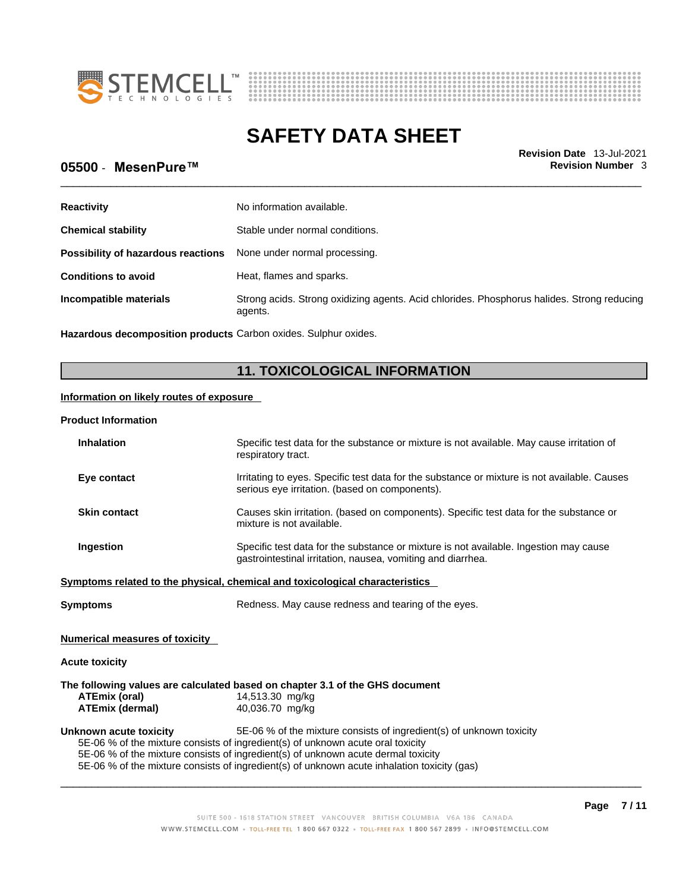| | |
|---|---|
| **Reactivity** | No information available. |
| **Chemical stability** | Stable under normal conditions. |
| **Possibility of hazardous reactions** | None under normal processing. |
| **Conditions to avoid** | Heat, flames and sparks. |
| **Incompatible materials** | Strong acids. Strong oxidizing agents. Acid chlorides. Phosphorus halides. Strong reducing agents. |
| **Hazardous decomposition products** | Carbon oxides. Sulphur oxides. |

## 11. TOXICOLOGICAL INFORMATION

**Information on likely routes of exposure**

**Product Information**

| | |
|---|---|
| **Inhalation** | Specific test data for the substance or mixture is not available. May cause irritation of respiratory tract. |
| **Eye contact** | Irritating to eyes. Specific test data for the substance or mixture is not available. Causes serious eye irritation. (based on components). |
| **Skin contact** | Causes skin irritation. (based on components). Specific test data for the substance or mixture is not available. |
| **Ingestion** | Specific test data for the substance or mixture is not available. Ingestion may cause gastrointestinal irritation, nausea, vomiting and diarrhea. |

**Symptoms related to the physical, chemical and toxicological characteristics**

**Symptoms** Redness. May cause redness and tearing of the eyes.

**Numerical measures of toxicity**

**Acute toxicity**

**The following values are calculated based on chapter 3.1 of the GHS document**

| | |
|---|---|
| **ATEmix (oral)** | 14,513.30 mg/kg |
| **ATEmix (dermal)** | 40,036.70 mg/kg |

**Unknown acute toxicity** 5E-06 % of the mixture consists of ingredient(s) of unknown toxicity

5E-06 % of the mixture consists of ingredient(s) of unknown acute oral toxicity
5E-06 % of the mixture consists of ingredient(s) of unknown acute dermal toxicity
5E-06 % of the mixture consists of ingredient(s) of unknown acute inhalation toxicity (gas)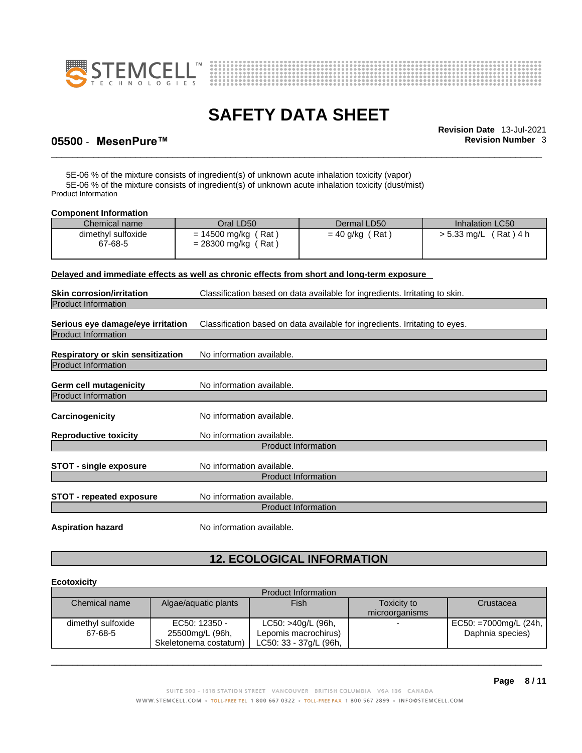5E-06 % of the mixture consists of ingredient(s) of unknown acute inhalation toxicity (vapor)
5E-06 % of the mixture consists of ingredient(s) of unknown acute inhalation toxicity (dust/mist)
Product Information

**Component Information**

| Chemical name | Oral LD50 | Dermal LD50 | Inhalation LC50 |
|---|---|---|---|
| dimethyl sulfoxide<br>67-68-5 | = 14500 mg/kg ( Rat )<br>= 28300 mg/kg ( Rat ) | = 40 g/kg ( Rat ) | > 5.33 mg/L ( Rat ) 4 h |

**Delayed and immediate effects as well as chronic effects from short and long-term exposure**

**Skin corrosion/irritation** Classification based on data available for ingredients. Irritating to skin.

Product Information

**Serious eye damage/eye irritation** Classification based on data available for ingredients. Irritating to eyes.

Product Information

**Respiratory or skin sensitization** No information available.

Product Information

**Germ cell mutagenicity** No information available.

Product Information

**Carcinogenicity** No information available.

**Reproductive toxicity** No information available.

Product Information

**STOT - single exposure** No information available.

Product Information

**STOT - repeated exposure** No information available.

Product Information

**Aspiration hazard** No information available.

## 12. ECOLOGICAL INFORMATION

**Ecotoxicity**

Product Information

| Chemical name | Algae/aquatic plants | Fish | Toxicity to microorganisms | Crustacea |
|---|---|---|---|---|
| dimethyl sulfoxide<br>67-68-5 | EC50: 12350 - 25500mg/L (96h, Skeletonema costatum) | LC50: >40g/L (96h, Lepomis macrochirus)<br>LC50: 33 - 37g/L (96h, | - | EC50: =7000mg/L (24h, Daphnia species) |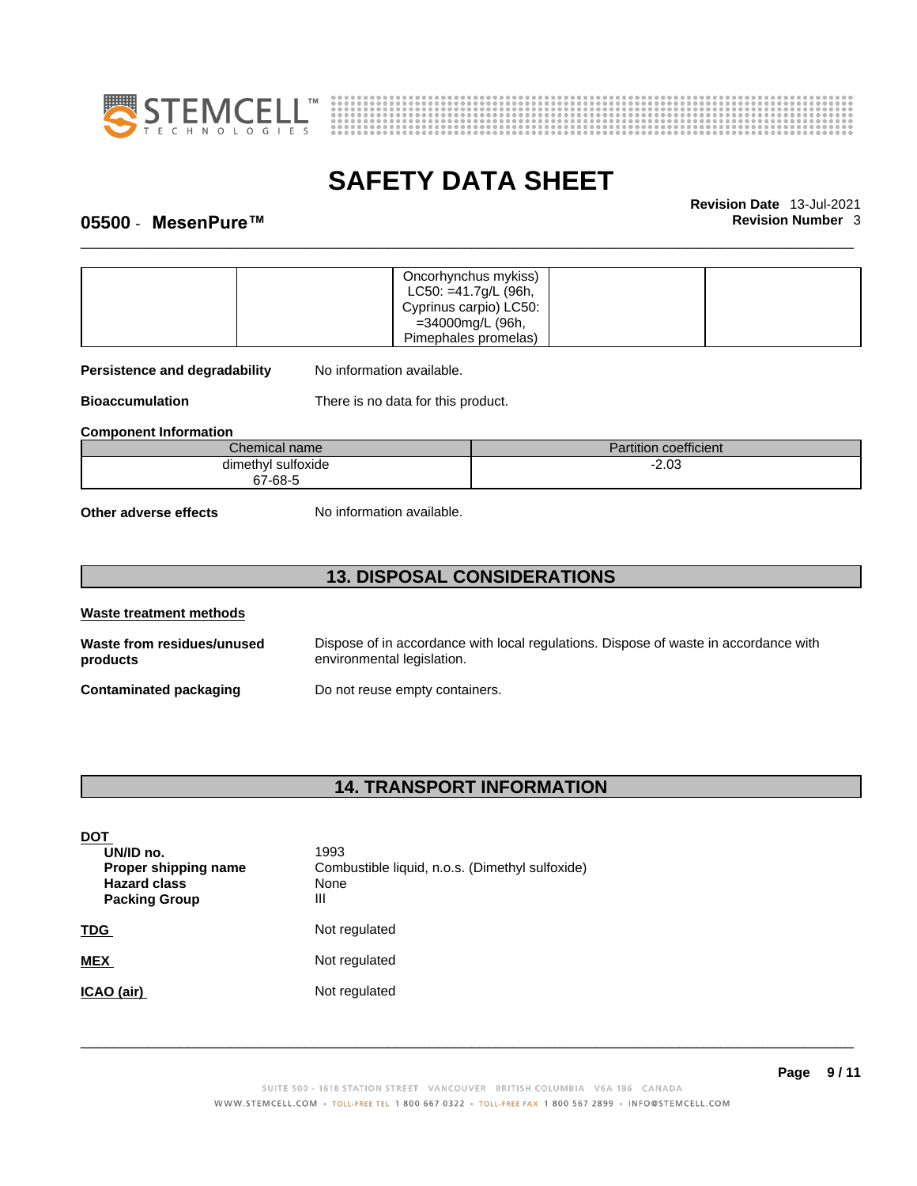| | | Oncorhynchus mykiss) LC50: =41.7g/L (96h, Cyprinus carpio) LC50: =34000mg/L (96h, Pimephales promelas) | | |
|---|---|---|---|---|

**Persistence and degradability** No information available.

**Bioaccumulation** There is no data for this product.

**Component Information**

| Chemical name | Partition coefficient |
|---|---|
| dimethyl sulfoxide 67-68-5 | -2.03 |

**Other adverse effects** No information available.

## 13. DISPOSAL CONSIDERATIONS

**Waste treatment methods**

**Waste from residues/unused products** Dispose of in accordance with local regulations. Dispose of waste in accordance with environmental legislation.

**Contaminated packaging** Do not reuse empty containers.

## 14. TRANSPORT INFORMATION

**DOT**

**UN/ID no.** 1993
**Proper shipping name** Combustible liquid, n.o.s. (Dimethyl sulfoxide)
**Hazard class** None
**Packing Group** III

**TDG** Not regulated

**MEX** Not regulated

**ICAO (air)** Not regulated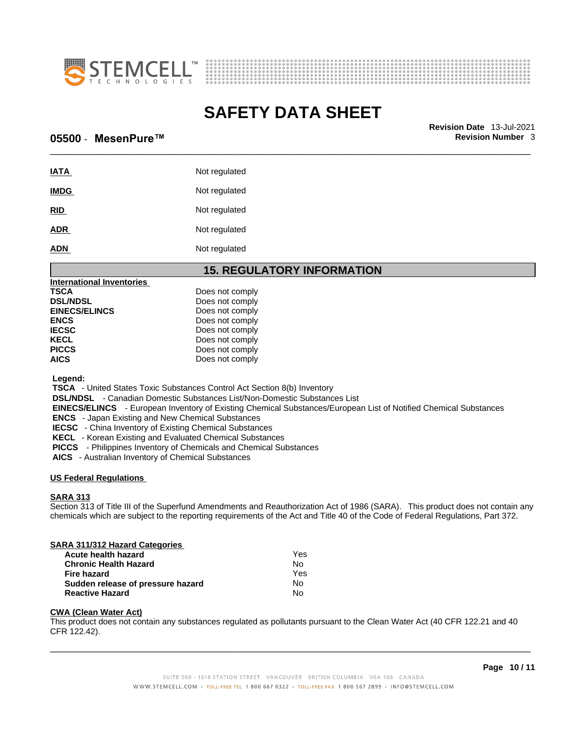| | |
|---|---|
| **IATA** | Not regulated |
| **IMDG** | Not regulated |
| **RID** | Not regulated |
| **ADR** | Not regulated |
| **ADN** | Not regulated |

## 15. REGULATORY INFORMATION

**International Inventories**

| | |
|---|---|
| **TSCA** | Does not comply |
| **DSL/NDSL** | Does not comply |
| **EINECS/ELINCS** | Does not comply |
| **ENCS** | Does not comply |
| **IECSC** | Does not comply |
| **KECL** | Does not comply |
| **PICCS** | Does not comply |
| **AICS** | Does not comply |

**Legend:**
**TSCA** - United States Toxic Substances Control Act Section 8(b) Inventory
**DSL/NDSL** - Canadian Domestic Substances List/Non-Domestic Substances List
**EINECS/ELINCS** - European Inventory of Existing Chemical Substances/European List of Notified Chemical Substances
**ENCS** - Japan Existing and New Chemical Substances
**IECSC** - China Inventory of Existing Chemical Substances
**KECL** - Korean Existing and Evaluated Chemical Substances
**PICCS** - Philippines Inventory of Chemicals and Chemical Substances
**AICS** - Australian Inventory of Chemical Substances

**US Federal Regulations**

**SARA 313**
Section 313 of Title III of the Superfund Amendments and Reauthorization Act of 1986 (SARA). This product does not contain any chemicals which are subject to the reporting requirements of the Act and Title 40 of the Code of Federal Regulations, Part 372.

**SARA 311/312 Hazard Categories**

| | |
|---|---|
| **Acute health hazard** | Yes |
| **Chronic Health Hazard** | No |
| **Fire hazard** | Yes |
| **Sudden release of pressure hazard** | No |
| **Reactive Hazard** | No |

**CWA (Clean Water Act)**
This product does not contain any substances regulated as pollutants pursuant to the Clean Water Act (40 CFR 122.21 and 40 CFR 122.42).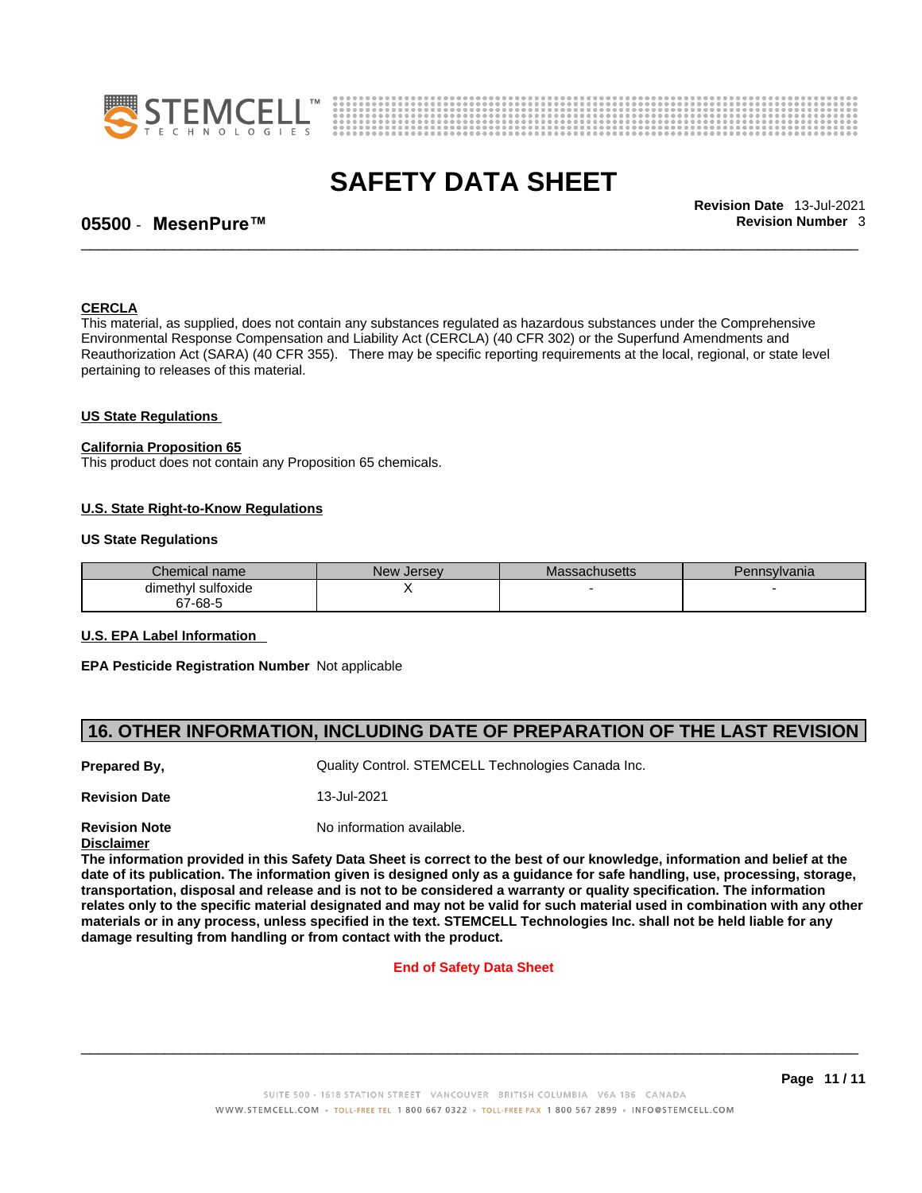#### CERCLA

This material, as supplied, does not contain any substances regulated as hazardous substances under the Comprehensive Environmental Response Compensation and Liability Act (CERCLA) (40 CFR 302) or the Superfund Amendments and Reauthorization Act (SARA) (40 CFR 355). There may be specific reporting requirements at the local, regional, or state level pertaining to releases of this material.

#### US State Regulations

#### California Proposition 65

This product does not contain any Proposition 65 chemicals.

#### U.S. State Right-to-Know Regulations

**US State Regulations**

| Chemical name | New Jersey | Massachusetts | Pennsylvania |
|---|---|---|---|
| dimethyl sulfoxide 67-68-5 | X | - | - |

#### U.S. EPA Label Information

**EPA Pesticide Registration Number** Not applicable

## 16. OTHER INFORMATION, INCLUDING DATE OF PREPARATION OF THE LAST REVISION

**Prepared By,** Quality Control. STEMCELL Technologies Canada Inc.

**Revision Date** 13-Jul-2021

**Revision Note** No information available.

**Disclaimer**

**The information provided in this Safety Data Sheet is correct to the best of our knowledge, information and belief at the date of its publication. The information given is designed only as a guidance for safe handling, use, processing, storage, transportation, disposal and release and is not to be considered a warranty or quality specification. The information relates only to the specific material designated and may not be valid for such material used in combination with any other materials or in any process, unless specified in the text. STEMCELL Technologies Inc. shall not be held liable for any damage resulting from handling or from contact with the product.**

**End of Safety Data Sheet**